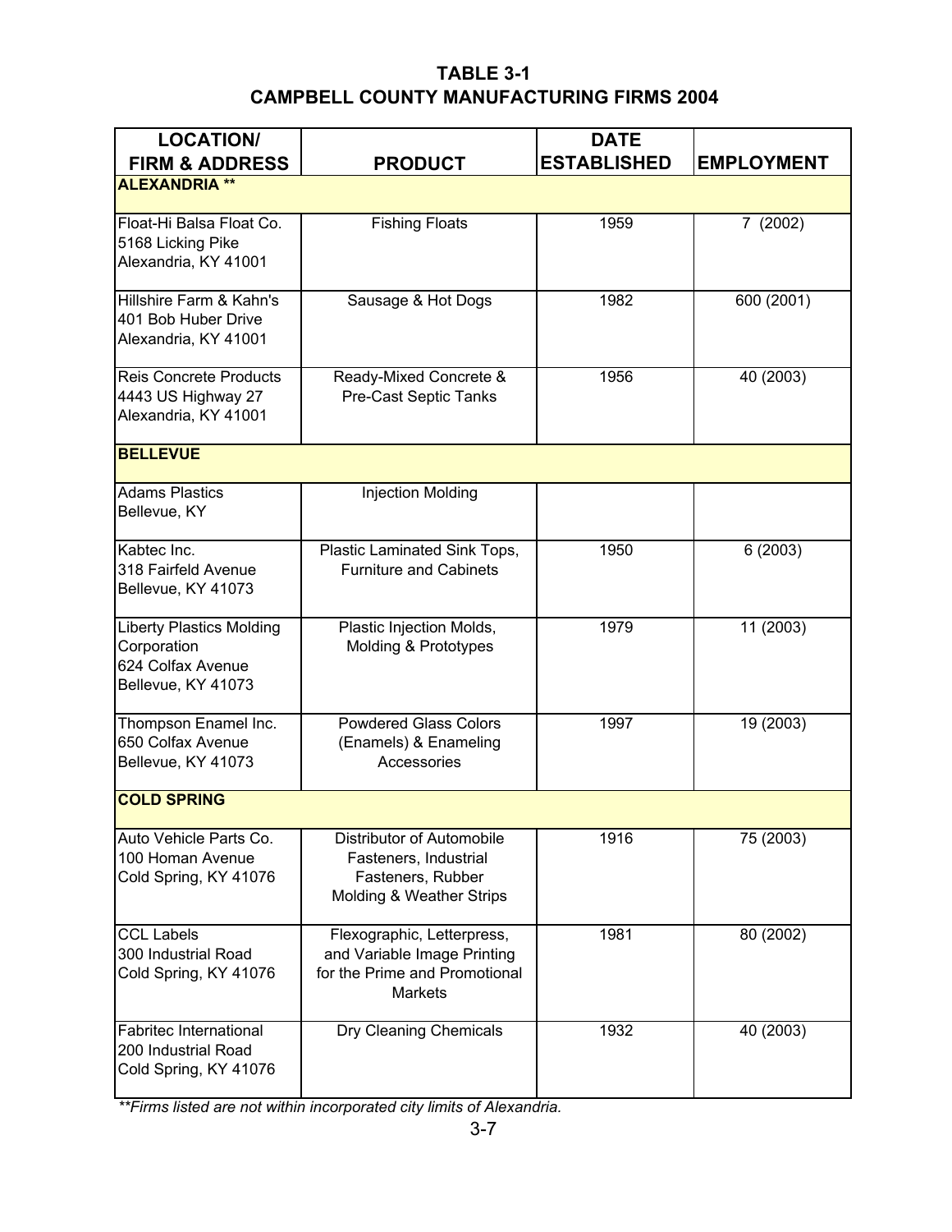# TABLE 3-1
# CAMPBELL COUNTY MANUFACTURING FIRMS 2004

| LOCATION/ FIRM & ADDRESS | PRODUCT | DATE ESTABLISHED | EMPLOYMENT |
|---|---|---|---|
| **ALEXANDRIA \*\*** | | | |
| Float-Hi Balsa Float Co. 5168 Licking Pike Alexandria, KY 41001 | Fishing Floats | 1959 | 7 (2002) |
| Hillshire Farm & Kahn's 401 Bob Huber Drive Alexandria, KY 41001 | Sausage & Hot Dogs | 1982 | 600 (2001) |
| Reis Concrete Products 4443 US Highway 27 Alexandria, KY 41001 | Ready-Mixed Concrete & Pre-Cast Septic Tanks | 1956 | 40 (2003) |
| **BELLEVUE** | | | |
| Adams Plastics Bellevue, KY | Injection Molding | | |
| Kabtec Inc. 318 Fairfeld Avenue Bellevue, KY 41073 | Plastic Laminated Sink Tops, Furniture and Cabinets | 1950 | 6 (2003) |
| Liberty Plastics Molding Corporation 624 Colfax Avenue Bellevue, KY 41073 | Plastic Injection Molds, Molding & Prototypes | 1979 | 11 (2003) |
| Thompson Enamel Inc. 650 Colfax Avenue Bellevue, KY 41073 | Powdered Glass Colors (Enamels) & Enameling Accessories | 1997 | 19 (2003) |
| **COLD SPRING** | | | |
| Auto Vehicle Parts Co. 100 Homan Avenue Cold Spring, KY 41076 | Distributor of Automobile Fasteners, Industrial Fasteners, Rubber Molding & Weather Strips | 1916 | 75 (2003) |
| CCL Labels 300 Industrial Road Cold Spring, KY 41076 | Flexographic, Letterpress, and Variable Image Printing for the Prime and Promotional Markets | 1981 | 80 (2002) |
| Fabritec International 200 Industrial Road Cold Spring, KY 41076 | Dry Cleaning Chemicals | 1932 | 40 (2003) |

*\*\*Firms listed are not within incorporated city limits of Alexandria.*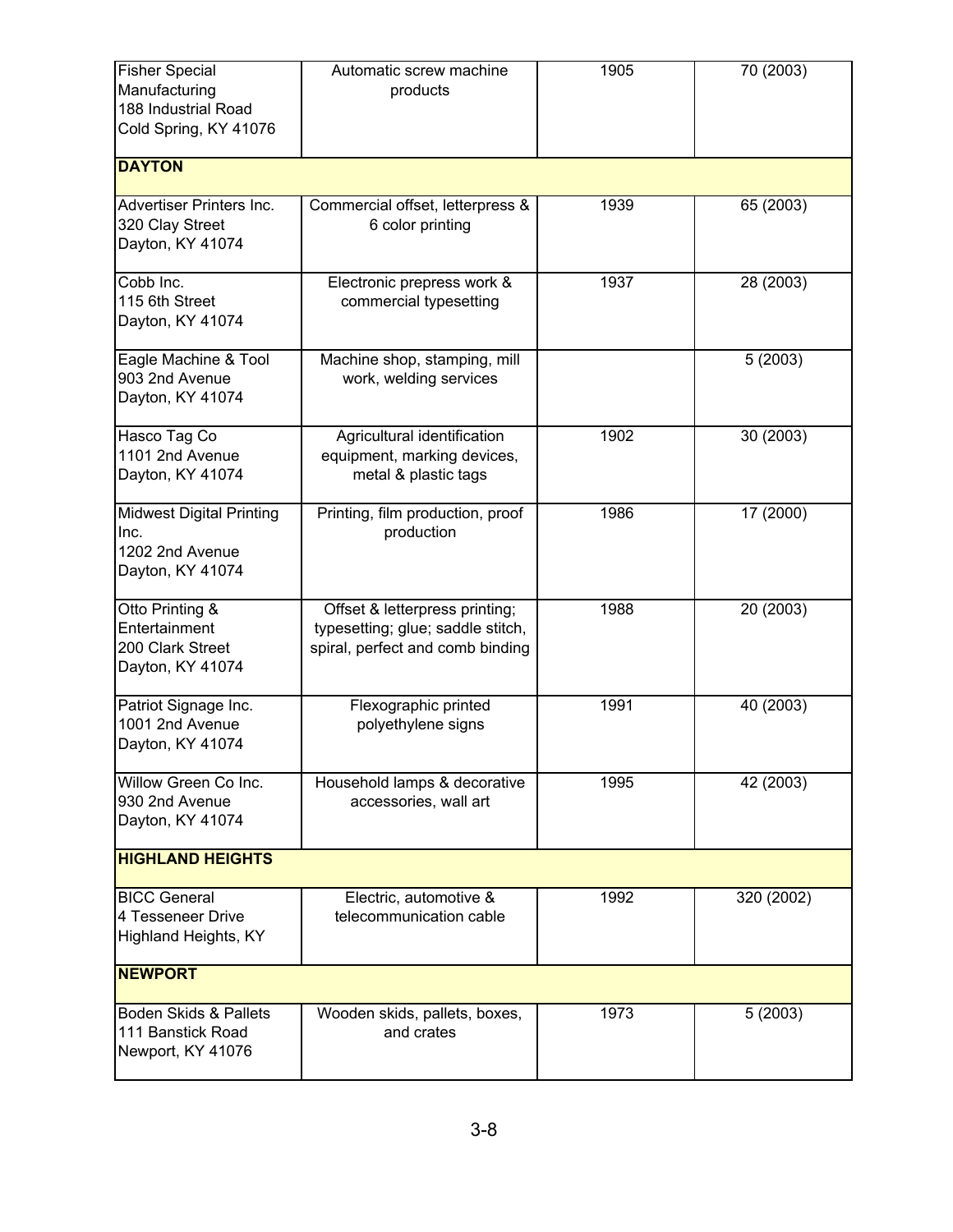| | | | |
|---|---|---|---|
| Fisher Special Manufacturing<br>188 Industrial Road<br>Cold Spring, KY 41076 | Automatic screw machine products | 1905 | 70 (2003) |
| **DAYTON** | | | |
| Advertiser Printers Inc.<br>320 Clay Street<br>Dayton, KY 41074 | Commercial offset, letterpress & 6 color printing | 1939 | 65 (2003) |
| Cobb Inc.<br>115 6th Street<br>Dayton, KY 41074 | Electronic prepress work & commercial typesetting | 1937 | 28 (2003) |
| Eagle Machine & Tool<br>903 2nd Avenue<br>Dayton, KY 41074 | Machine shop, stamping, mill work, welding services | | 5 (2003) |
| Hasco Tag Co<br>1101 2nd Avenue<br>Dayton, KY 41074 | Agricultural identification equipment, marking devices, metal & plastic tags | 1902 | 30 (2003) |
| Midwest Digital Printing Inc.<br>1202 2nd Avenue<br>Dayton, KY 41074 | Printing, film production, proof production | 1986 | 17 (2000) |
| Otto Printing & Entertainment<br>200 Clark Street<br>Dayton, KY 41074 | Offset & letterpress printing; typesetting; glue; saddle stitch, spiral, perfect and comb binding | 1988 | 20 (2003) |
| Patriot Signage Inc.<br>1001 2nd Avenue<br>Dayton, KY 41074 | Flexographic printed polyethylene signs | 1991 | 40 (2003) |
| Willow Green Co Inc.<br>930 2nd Avenue<br>Dayton, KY 41074 | Household lamps & decorative accessories, wall art | 1995 | 42 (2003) |
| **HIGHLAND HEIGHTS** | | | |
| BICC General<br>4 Tesseneer Drive<br>Highland Heights, KY | Electric, automotive & telecommunication cable | 1992 | 320 (2002) |
| **NEWPORT** | | | |
| Boden Skids & Pallets<br>111 Banstick Road<br>Newport, KY 41076 | Wooden skids, pallets, boxes, and crates | 1973 | 5 (2003) |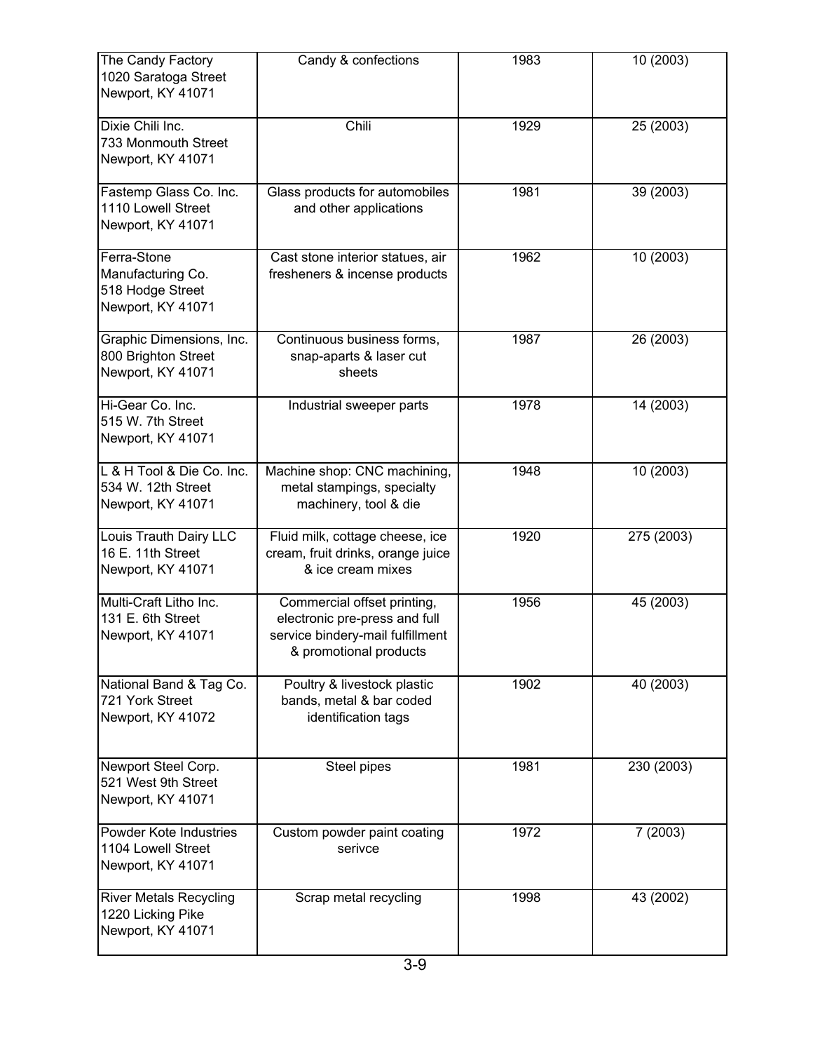| | | | |
|---|---|---|---|
| The Candy Factory 1020 Saratoga Street Newport, KY 41071 | Candy & confections | 1983 | 10 (2003) |
| Dixie Chili Inc. 733 Monmouth Street Newport, KY 41071 | Chili | 1929 | 25 (2003) |
| Fastemp Glass Co. Inc. 1110 Lowell Street Newport, KY 41071 | Glass products for automobiles and other applications | 1981 | 39 (2003) |
| Ferra-Stone Manufacturing Co. 518 Hodge Street Newport, KY 41071 | Cast stone interior statues, air fresheners & incense products | 1962 | 10 (2003) |
| Graphic Dimensions, Inc. 800 Brighton Street Newport, KY 41071 | Continuous business forms, snap-aparts & laser cut sheets | 1987 | 26 (2003) |
| Hi-Gear Co. Inc. 515 W. 7th Street Newport, KY 41071 | Industrial sweeper parts | 1978 | 14 (2003) |
| L & H Tool & Die Co. Inc. 534 W. 12th Street Newport, KY 41071 | Machine shop: CNC machining, metal stampings, specialty machinery, tool & die | 1948 | 10 (2003) |
| Louis Trauth Dairy LLC 16 E. 11th Street Newport, KY 41071 | Fluid milk, cottage cheese, ice cream, fruit drinks, orange juice & ice cream mixes | 1920 | 275 (2003) |
| Multi-Craft Litho Inc. 131 E. 6th Street Newport, KY 41071 | Commercial offset printing, electronic pre-press and full service bindery-mail fulfillment & promotional products | 1956 | 45 (2003) |
| National Band & Tag Co. 721 York Street Newport, KY 41072 | Poultry & livestock plastic bands, metal & bar coded identification tags | 1902 | 40 (2003) |
| Newport Steel Corp. 521 West 9th Street Newport, KY 41071 | Steel pipes | 1981 | 230 (2003) |
| Powder Kote Industries 1104 Lowell Street Newport, KY 41071 | Custom powder paint coating serivce | 1972 | 7 (2003) |
| River Metals Recycling 1220 Licking Pike Newport, KY 41071 | Scrap metal recycling | 1998 | 43 (2002) |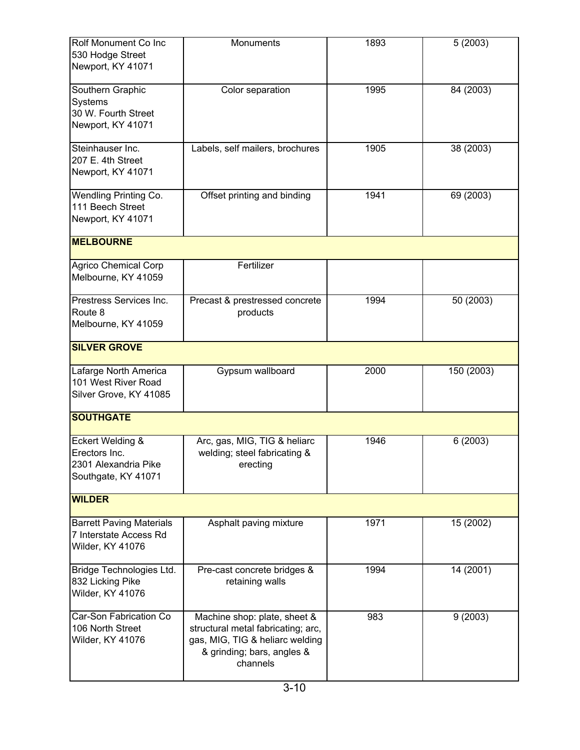| | | | |
|---|---|---|---|
| Rolf Monument Co Inc<br>530 Hodge Street<br>Newport, KY 41071 | Monuments | 1893 | 5 (2003) |
| Southern Graphic Systems<br>30 W. Fourth Street<br>Newport, KY 41071 | Color separation | 1995 | 84 (2003) |
| Steinhauser Inc.<br>207 E. 4th Street<br>Newport, KY 41071 | Labels, self mailers, brochures | 1905 | 38 (2003) |
| Wendling Printing Co.<br>111 Beech Street<br>Newport, KY 41071 | Offset printing and binding | 1941 | 69 (2003) |
| **MELBOURNE** | | | |
| Agrico Chemical Corp<br>Melbourne, KY 41059 | Fertilizer | | |
| Prestress Services Inc.<br>Route 8<br>Melbourne, KY 41059 | Precast & prestressed concrete products | 1994 | 50 (2003) |
| **SILVER GROVE** | | | |
| Lafarge North America<br>101 West River Road<br>Silver Grove, KY 41085 | Gypsum wallboard | 2000 | 150 (2003) |
| **SOUTHGATE** | | | |
| Eckert Welding & Erectors Inc.<br>2301 Alexandria Pike<br>Southgate, KY 41071 | Arc, gas, MIG, TIG & heliarc welding; steel fabricating & erecting | 1946 | 6 (2003) |
| **WILDER** | | | |
| Barrett Paving Materials<br>7 Interstate Access Rd<br>Wilder, KY 41076 | Asphalt paving mixture | 1971 | 15 (2002) |
| Bridge Technologies Ltd.<br>832 Licking Pike<br>Wilder, KY 41076 | Pre-cast concrete bridges & retaining walls | 1994 | 14 (2001) |
| Car-Son Fabrication Co<br>106 North Street<br>Wilder, KY 41076 | Machine shop: plate, sheet & structural metal fabricating; arc, gas, MIG, TIG & heliarc welding & grinding; bars, angles & channels | 983 | 9 (2003) |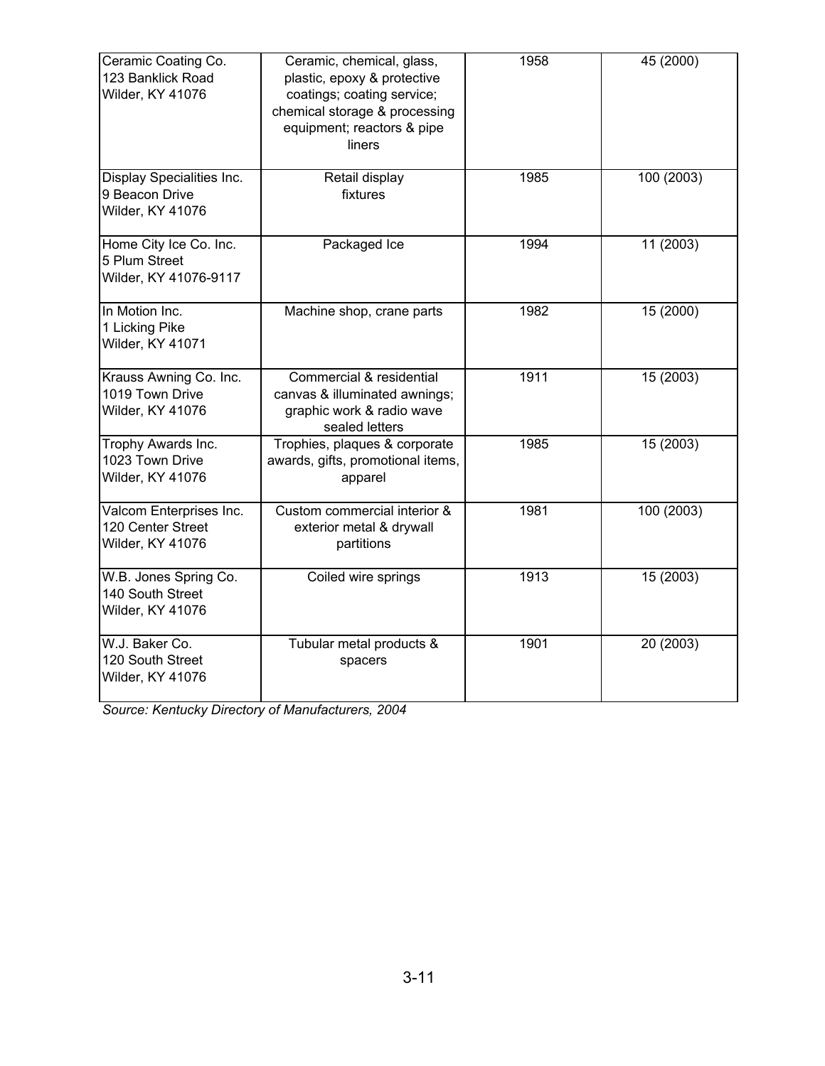| | | | |
|---|---|---|---|
| Ceramic Coating Co.<br>123 Banklick Road<br>Wilder, KY 41076 | Ceramic, chemical, glass, plastic, epoxy & protective coatings; coating service; chemical storage & processing equipment; reactors & pipe liners | 1958 | 45 (2000) |
| Display Specialities Inc.<br>9 Beacon Drive<br>Wilder, KY 41076 | Retail display fixtures | 1985 | 100 (2003) |
| Home City Ice Co. Inc.<br>5 Plum Street<br>Wilder, KY 41076-9117 | Packaged Ice | 1994 | 11 (2003) |
| In Motion Inc.<br>1 Licking Pike<br>Wilder, KY 41071 | Machine shop, crane parts | 1982 | 15 (2000) |
| Krauss Awning Co. Inc.<br>1019 Town Drive<br>Wilder, KY 41076 | Commercial & residential canvas & illuminated awnings; graphic work & radio wave sealed letters | 1911 | 15 (2003) |
| Trophy Awards Inc.<br>1023 Town Drive<br>Wilder, KY 41076 | Trophies, plaques & corporate awards, gifts, promotional items, apparel | 1985 | 15 (2003) |
| Valcom Enterprises Inc.<br>120 Center Street<br>Wilder, KY 41076 | Custom commercial interior & exterior metal & drywall partitions | 1981 | 100 (2003) |
| W.B. Jones Spring Co.<br>140 South Street<br>Wilder, KY 41076 | Coiled wire springs | 1913 | 15 (2003) |
| W.J. Baker Co.<br>120 South Street<br>Wilder, KY 41076 | Tubular metal products & spacers | 1901 | 20 (2003) |

*Source: Kentucky Directory of Manufacturers, 2004*